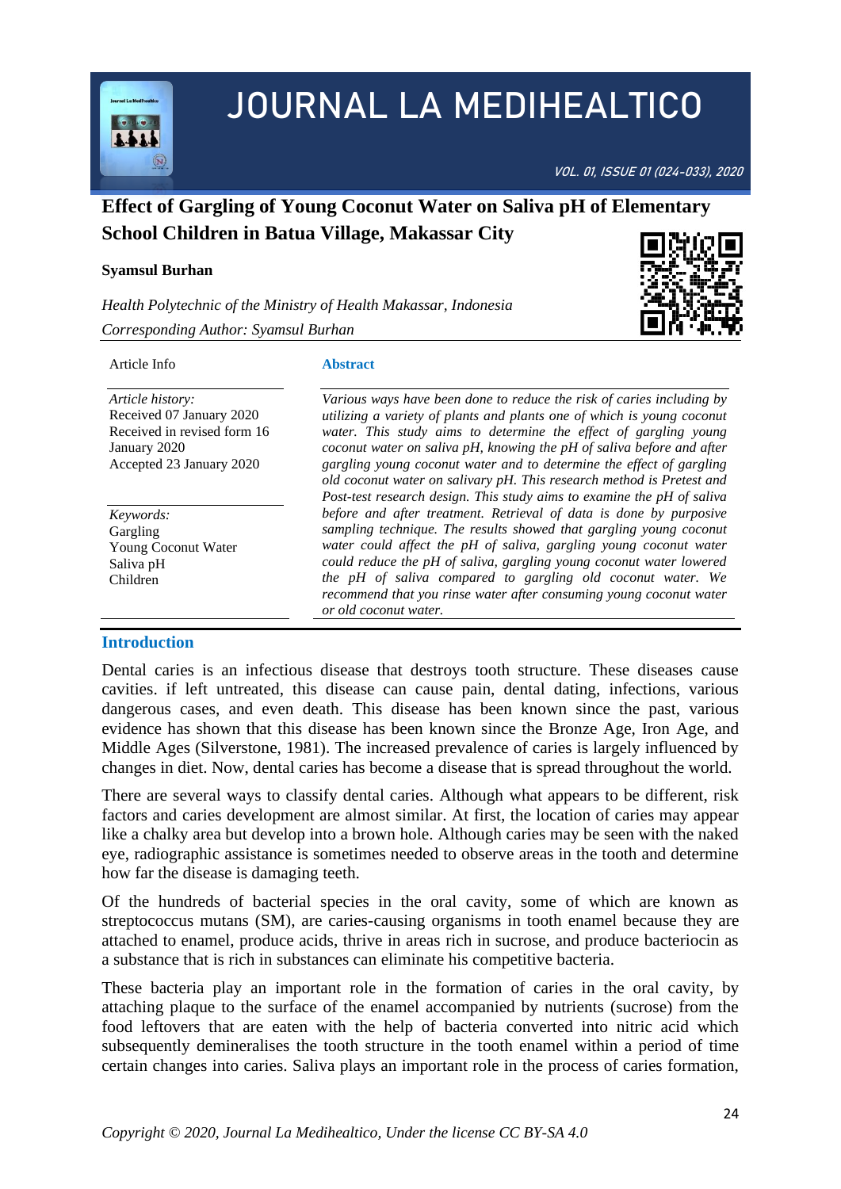# Effect of Gargling of Young Coconut Water on Saliva pH of Elementary School Children in Batua Village, Makassar City

**Syamsul Burhan**

*Health Polytechnic of the Ministry of Health Makassar, Indonesia*

*Corresponding Author: Syamsul Burhan*

Article Info

*Article history:*
Received 07 January 2020
Received in revised form 16 January 2020
Accepted 23 January 2020

*Keywords:*
Gargling
Young Coconut Water
Saliva pH
Children

**Abstract**

*Various ways have been done to reduce the risk of caries including by utilizing a variety of plants and plants one of which is young coconut water. This study aims to determine the effect of gargling young coconut water on saliva pH, knowing the pH of saliva before and after gargling young coconut water and to determine the effect of gargling old coconut water on salivary pH. This research method is Pretest and Post-test research design. This study aims to examine the pH of saliva before and after treatment. Retrieval of data is done by purposive sampling technique. The results showed that gargling young coconut water could affect the pH of saliva, gargling young coconut water could reduce the pH of saliva, gargling young coconut water lowered the pH of saliva compared to gargling old coconut water. We recommend that you rinse water after consuming young coconut water or old coconut water.*

## Introduction

Dental caries is an infectious disease that destroys tooth structure. These diseases cause cavities. if left untreated, this disease can cause pain, dental dating, infections, various dangerous cases, and even death. This disease has been known since the past, various evidence has shown that this disease has been known since the Bronze Age, Iron Age, and Middle Ages (Silverstone, 1981). The increased prevalence of caries is largely influenced by changes in diet. Now, dental caries has become a disease that is spread throughout the world.

There are several ways to classify dental caries. Although what appears to be different, risk factors and caries development are almost similar. At first, the location of caries may appear like a chalky area but develop into a brown hole. Although caries may be seen with the naked eye, radiographic assistance is sometimes needed to observe areas in the tooth and determine how far the disease is damaging teeth.

Of the hundreds of bacterial species in the oral cavity, some of which are known as streptococcus mutans (SM), are caries-causing organisms in tooth enamel because they are attached to enamel, produce acids, thrive in areas rich in sucrose, and produce bacteriocin as a substance that is rich in substances can eliminate his competitive bacteria.

These bacteria play an important role in the formation of caries in the oral cavity, by attaching plaque to the surface of the enamel accompanied by nutrients (sucrose) from the food leftovers that are eaten with the help of bacteria converted into nitric acid which subsequently demineralises the tooth structure in the tooth enamel within a period of time certain changes into caries. Saliva plays an important role in the process of caries formation,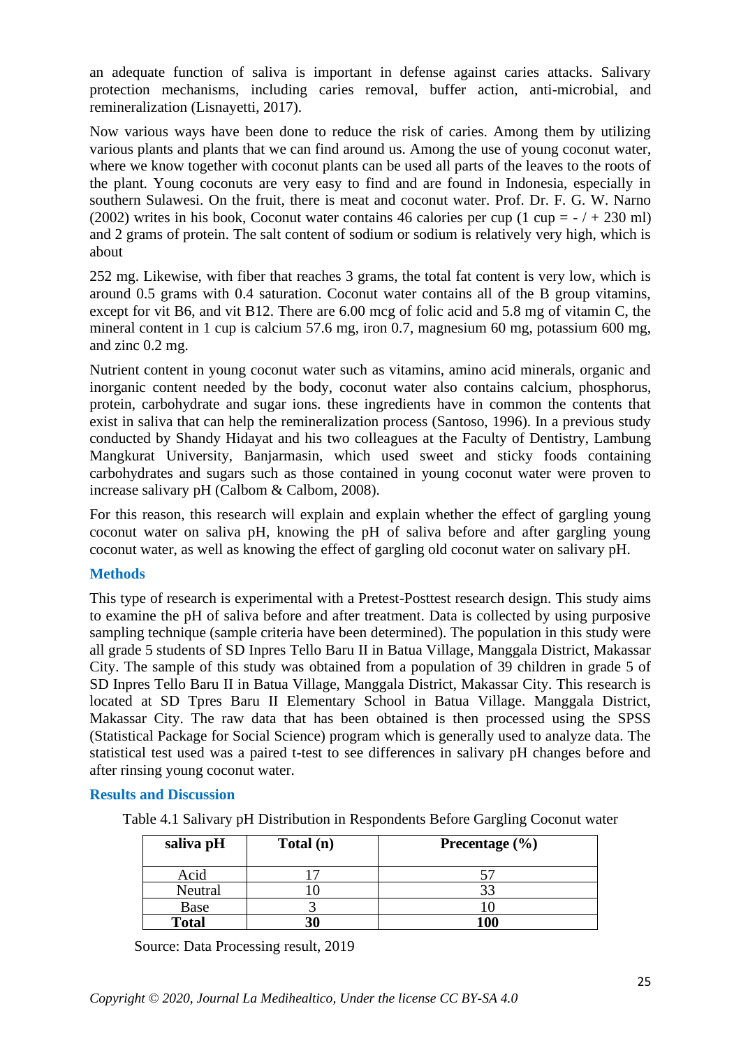an adequate function of saliva is important in defense against caries attacks. Salivary protection mechanisms, including caries removal, buffer action, anti-microbial, and remineralization (Lisnayetti, 2017).

Now various ways have been done to reduce the risk of caries. Among them by utilizing various plants and plants that we can find around us. Among the use of young coconut water, where we know together with coconut plants can be used all parts of the leaves to the roots of the plant. Young coconuts are very easy to find and are found in Indonesia, especially in southern Sulawesi. On the fruit, there is meat and coconut water. Prof. Dr. F. G. W. Narno (2002) writes in his book, Coconut water contains 46 calories per cup (1 cup = - / + 230 ml) and 2 grams of protein. The salt content of sodium or sodium is relatively very high, which is about

252 mg. Likewise, with fiber that reaches 3 grams, the total fat content is very low, which is around 0.5 grams with 0.4 saturation. Coconut water contains all of the B group vitamins, except for vit B6, and vit B12. There are 6.00 mcg of folic acid and 5.8 mg of vitamin C, the mineral content in 1 cup is calcium 57.6 mg, iron 0.7, magnesium 60 mg, potassium 600 mg, and zinc 0.2 mg.

Nutrient content in young coconut water such as vitamins, amino acid minerals, organic and inorganic content needed by the body, coconut water also contains calcium, phosphorus, protein, carbohydrate and sugar ions. these ingredients have in common the contents that exist in saliva that can help the remineralization process (Santoso, 1996). In a previous study conducted by Shandy Hidayat and his two colleagues at the Faculty of Dentistry, Lambung Mangkurat University, Banjarmasin, which used sweet and sticky foods containing carbohydrates and sugars such as those contained in young coconut water were proven to increase salivary pH (Calbom & Calbom, 2008).

For this reason, this research will explain and explain whether the effect of gargling young coconut water on saliva pH, knowing the pH of saliva before and after gargling young coconut water, as well as knowing the effect of gargling old coconut water on salivary pH.

## Methods

This type of research is experimental with a Pretest-Posttest research design. This study aims to examine the pH of saliva before and after treatment. Data is collected by using purposive sampling technique (sample criteria have been determined). The population in this study were all grade 5 students of SD Inpres Tello Baru II in Batua Village, Manggala District, Makassar City. The sample of this study was obtained from a population of 39 children in grade 5 of SD Inpres Tello Baru II in Batua Village, Manggala District, Makassar City. This research is located at SD Tpres Baru II Elementary School in Batua Village. Manggala District, Makassar City. The raw data that has been obtained is then processed using the SPSS (Statistical Package for Social Science) program which is generally used to analyze data. The statistical test used was a paired t-test to see differences in salivary pH changes before and after rinsing young coconut water.

## Results and Discussion

Table 4.1 Salivary pH Distribution in Respondents Before Gargling Coconut water

| saliva pH | Total (n) | Precentage (%) |
|---|---|---|
| Acid | 17 | 57 |
| Neutral | 10 | 33 |
| Base | 3 | 10 |
| **Total** | **30** | **100** |

Source: Data Processing result, 2019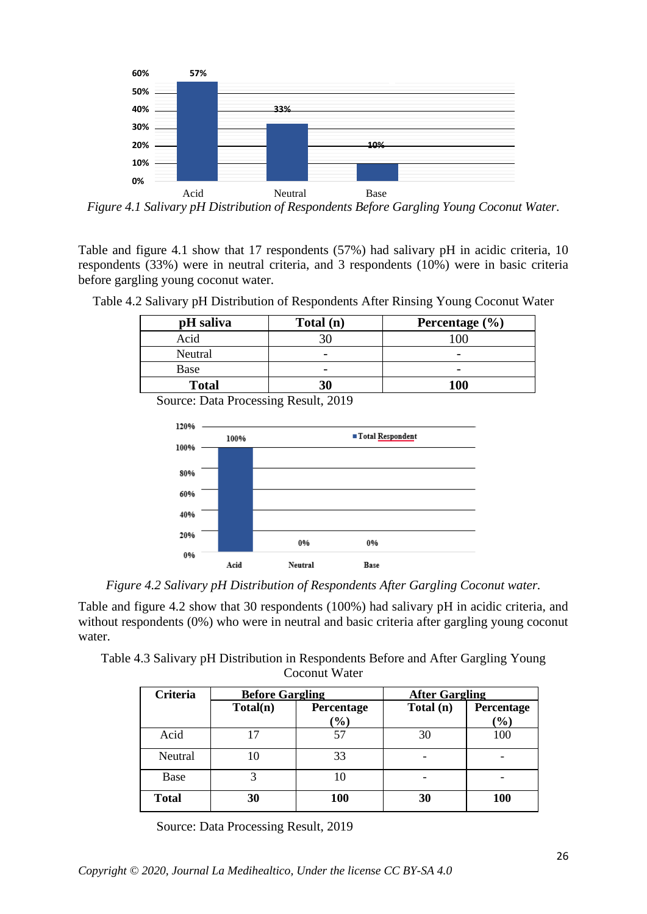*Figure 4.1 Salivary pH Distribution of Respondents Before Gargling Young Coconut Water.*

Table and figure 4.1 show that 17 respondents (57%) had salivary pH in acidic criteria, 10 respondents (33%) were in neutral criteria, and 3 respondents (10%) were in basic criteria before gargling young coconut water.

Table 4.2 Salivary pH Distribution of Respondents After Rinsing Young Coconut Water

| pH saliva | Total (n) | Percentage (%) |
|---|---|---|
| Acid | 30 | 100 |
| Neutral | - | - |
| Base | - | - |
| **Total** | **30** | **100** |

Source: Data Processing Result, 2019

*Figure 4.2 Salivary pH Distribution of Respondents After Gargling Coconut water.*

Table and figure 4.2 show that 30 respondents (100%) had salivary pH in acidic criteria, and without respondents (0%) who were in neutral and basic criteria after gargling young coconut water.

Table 4.3 Salivary pH Distribution in Respondents Before and After Gargling Young Coconut Water

| Criteria | Before Gargling | | After Gargling | |
|---|---|---|---|---|
| | Total(n) | Percentage (%) | Total (n) | Percentage (%) |
| Acid | 17 | 57 | 30 | 100 |
| Neutral | 10 | 33 | - | - |
| Base | 3 | 10 | - | - |
| **Total** | **30** | **100** | **30** | **100** |

Source: Data Processing Result, 2019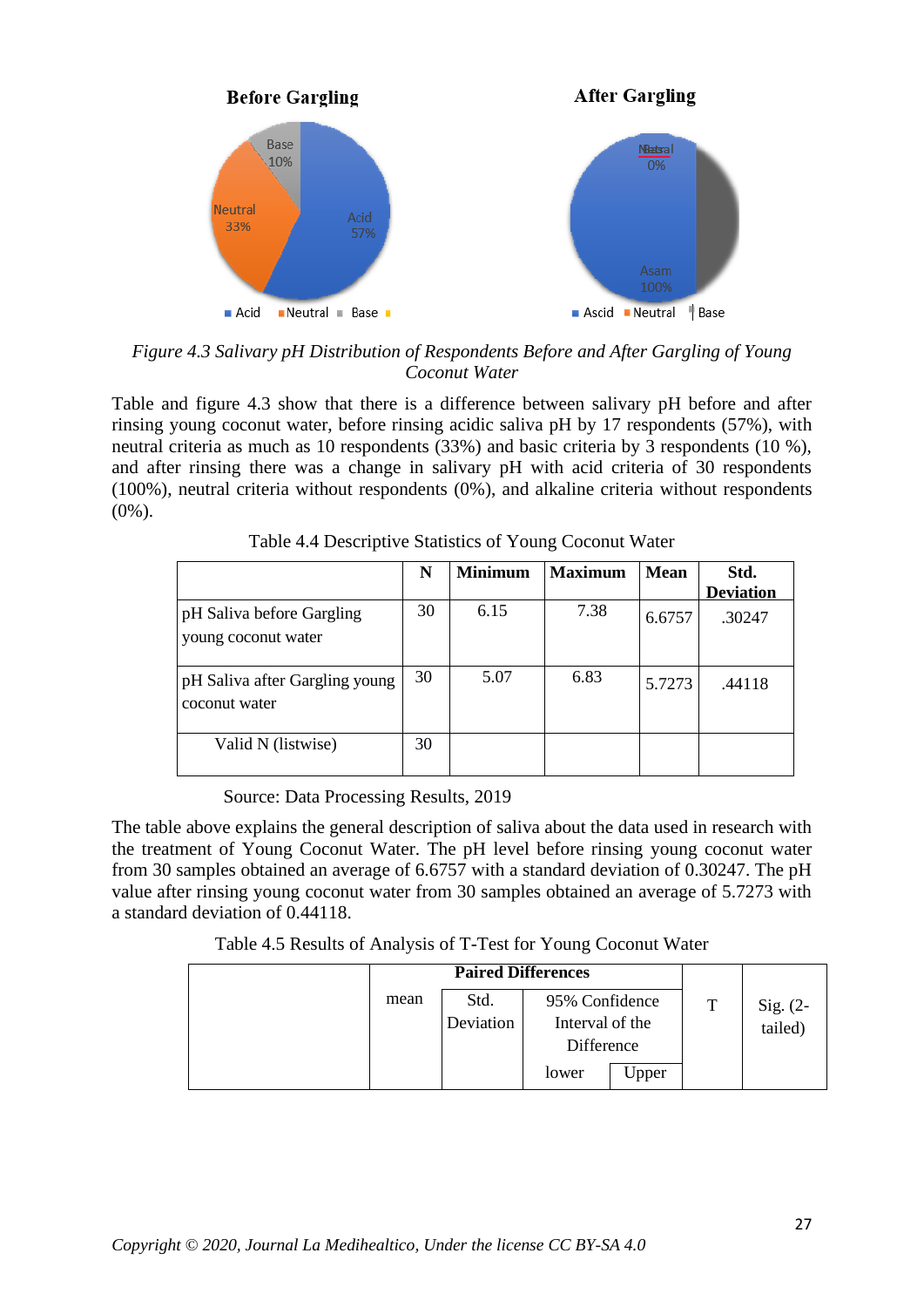*Figure 4.3 Salivary pH Distribution of Respondents Before and After Gargling of Young Coconut Water*

Table and figure 4.3 show that there is a difference between salivary pH before and after rinsing young coconut water, before rinsing acidic saliva pH by 17 respondents (57%), with neutral criteria as much as 10 respondents (33%) and basic criteria by 3 respondents (10 %), and after rinsing there was a change in salivary pH with acid criteria of 30 respondents (100%), neutral criteria without respondents (0%), and alkaline criteria without respondents (0%).

Table 4.4 Descriptive Statistics of Young Coconut Water

| | N | Minimum | Maximum | Mean | Std. Deviation |
|---|---|---|---|---|---|
| pH Saliva before Gargling young coconut water | 30 | 6.15 | 7.38 | 6.6757 | .30247 |
| pH Saliva after Gargling young coconut water | 30 | 5.07 | 6.83 | 5.7273 | .44118 |
| Valid N (listwise) | 30 | | | | |

Source: Data Processing Results, 2019

The table above explains the general description of saliva about the data used in research with the treatment of Young Coconut Water. The pH level before rinsing young coconut water from 30 samples obtained an average of 6.6757 with a standard deviation of 0.30247. The pH value after rinsing young coconut water from 30 samples obtained an average of 5.7273 with a standard deviation of 0.44118.

Table 4.5 Results of Analysis of T-Test for Young Coconut Water

| | Paired Differences | | | | T | Sig. (2-tailed) |
|---|---|---|---|---|---|---|
| | mean | Std. Deviation | 95% Confidence Interval of the Difference | | | |
| | | | lower | Upper | | |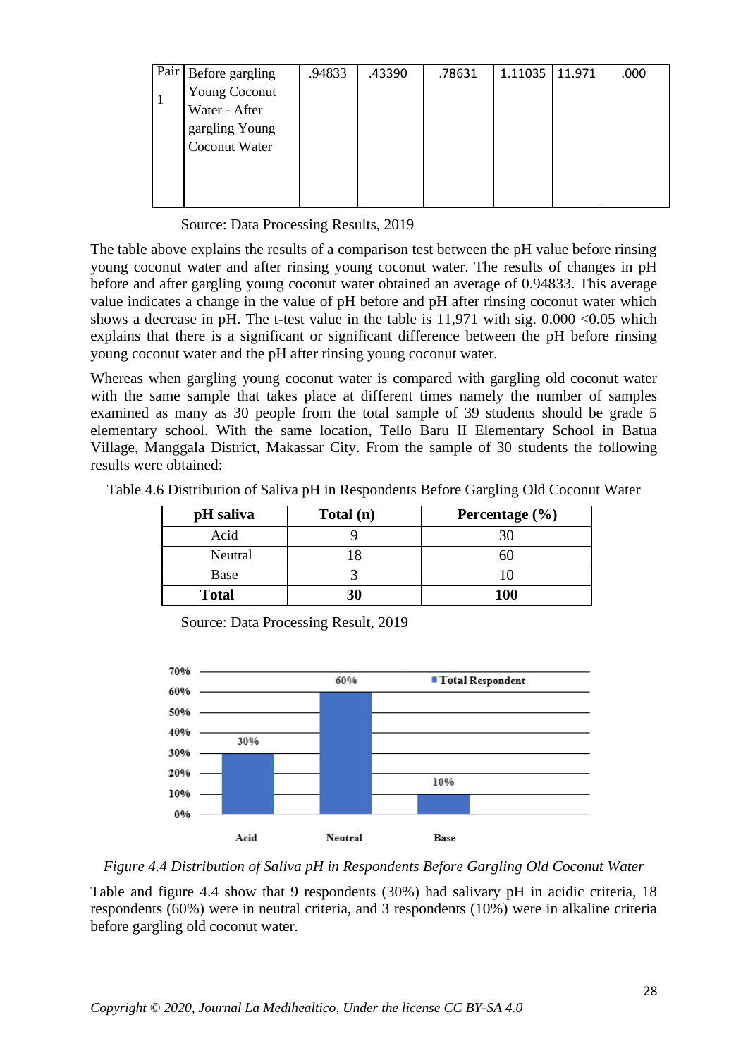| Pair 1 | Before gargling Young Coconut Water - After gargling Young Coconut Water | .94833 | .43390 | .78631 | 1.11035 | 11.971 | .000 |
|---|---|---|---|---|---|---|---|

Source: Data Processing Results, 2019

The table above explains the results of a comparison test between the pH value before rinsing young coconut water and after rinsing young coconut water. The results of changes in pH before and after gargling young coconut water obtained an average of 0.94833. This average value indicates a change in the value of pH before and pH after rinsing coconut water which shows a decrease in pH. The t-test value in the table is 11,971 with sig. 0.000 <0.05 which explains that there is a significant or significant difference between the pH before rinsing young coconut water and the pH after rinsing young coconut water.

Whereas when gargling young coconut water is compared with gargling old coconut water with the same sample that takes place at different times namely the number of samples examined as many as 30 people from the total sample of 39 students should be grade 5 elementary school. With the same location, Tello Baru II Elementary School in Batua Village, Manggala District, Makassar City. From the sample of 30 students the following results were obtained:

Table 4.6 Distribution of Saliva pH in Respondents Before Gargling Old Coconut Water

| pH saliva | Total (n) | Percentage (%) |
|---|---|---|
| Acid | 9 | 30 |
| Neutral | 18 | 60 |
| Base | 3 | 10 |
| **Total** | **30** | **100** |

Source: Data Processing Result, 2019

*Figure 4.4 Distribution of Saliva pH in Respondents Before Gargling Old Coconut Water*

Table and figure 4.4 show that 9 respondents (30%) had salivary pH in acidic criteria, 18 respondents (60%) were in neutral criteria, and 3 respondents (10%) were in alkaline criteria before gargling old coconut water.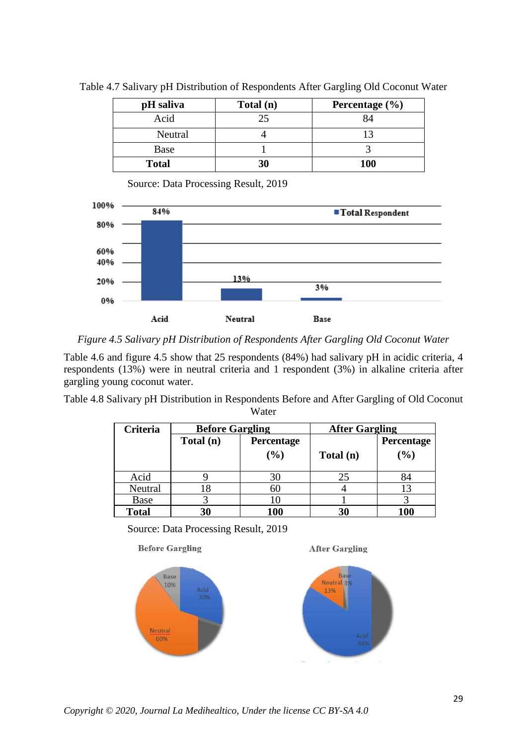Table 4.7 Salivary pH Distribution of Respondents After Gargling Old Coconut Water

| pH saliva | Total (n) | Percentage (%) |
|---|---|---|
| Acid | 25 | 84 |
| Neutral | 4 | 13 |
| Base | 1 | 3 |
| **Total** | **30** | **100** |

Source: Data Processing Result, 2019

*Figure 4.5 Salivary pH Distribution of Respondents After Gargling Old Coconut Water*

Table 4.6 and figure 4.5 show that 25 respondents (84%) had salivary pH in acidic criteria, 4 respondents (13%) were in neutral criteria and 1 respondent (3%) in alkaline criteria after gargling young coconut water.

Table 4.8 Salivary pH Distribution in Respondents Before and After Gargling of Old Coconut Water

| Criteria | Before Gargling | | After Gargling | |
|---|---|---|---|---|
| | Total (n) | Percentage (%) | Total (n) | Percentage (%) |
| Acid | 9 | 30 | 25 | 84 |
| Neutral | 18 | 60 | 4 | 13 |
| Base | 3 | 10 | 1 | 3 |
| **Total** | **30** | **100** | **30** | **100** |

Source: Data Processing Result, 2019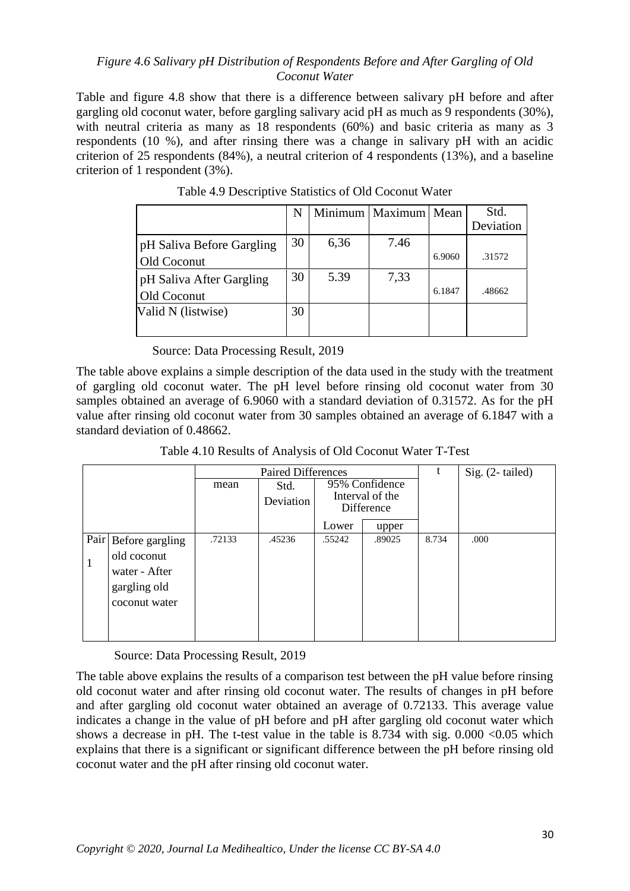*Figure 4.6 Salivary pH Distribution of Respondents Before and After Gargling of Old Coconut Water*

Table and figure 4.8 show that there is a difference between salivary pH before and after gargling old coconut water, before gargling salivary acid pH as much as 9 respondents (30%), with neutral criteria as many as 18 respondents (60%) and basic criteria as many as 3 respondents (10 %), and after rinsing there was a change in salivary pH with an acidic criterion of 25 respondents (84%), a neutral criterion of 4 respondents (13%), and a baseline criterion of 1 respondent (3%).

Table 4.9 Descriptive Statistics of Old Coconut Water

| | N | Minimum | Maximum | Mean | Std. Deviation |
|---|---|---|---|---|---|
| pH Saliva Before Gargling Old Coconut | 30 | 6,36 | 7.46 | 6.9060 | .31572 |
| pH Saliva After Gargling Old Coconut | 30 | 5.39 | 7,33 | 6.1847 | .48662 |
| Valid N (listwise) | 30 | | | | |

Source: Data Processing Result, 2019

The table above explains a simple description of the data used in the study with the treatment of gargling old coconut water. The pH level before rinsing old coconut water from 30 samples obtained an average of 6.9060 with a standard deviation of 0.31572. As for the pH value after rinsing old coconut water from 30 samples obtained an average of 6.1847 with a standard deviation of 0.48662.

Table 4.10 Results of Analysis of Old Coconut Water T-Test

| | | Paired Differences | | | | t | Sig. (2- tailed) |
|---|---|---|---|---|---|---|---|
| | | mean | Std. Deviation | 95% Confidence Interval of the Difference | | | |
| | | | | Lower | upper | | |
| Pair 1 | Before gargling old coconut water - After gargling old coconut water | .72133 | .45236 | .55242 | .89025 | 8.734 | .000 |

Source: Data Processing Result, 2019

The table above explains the results of a comparison test between the pH value before rinsing old coconut water and after rinsing old coconut water. The results of changes in pH before and after gargling old coconut water obtained an average of 0.72133. This average value indicates a change in the value of pH before and pH after gargling old coconut water which shows a decrease in pH. The t-test value in the table is 8.734 with sig. 0.000 <0.05 which explains that there is a significant or significant difference between the pH before rinsing old coconut water and the pH after rinsing old coconut water.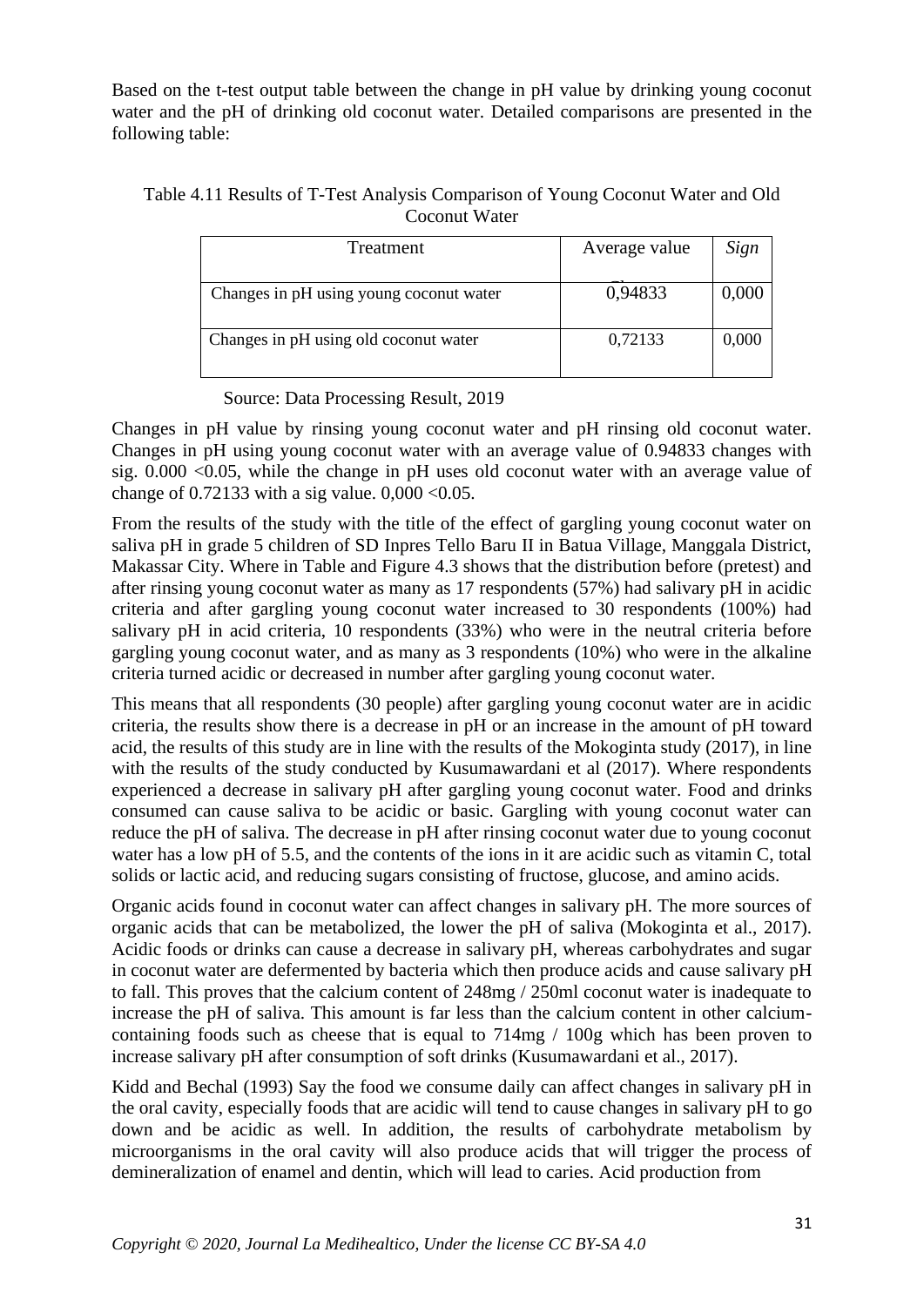Based on the t-test output table between the change in pH value by drinking young coconut water and the pH of drinking old coconut water. Detailed comparisons are presented in the following table:

Table 4.11 Results of T-Test Analysis Comparison of Young Coconut Water and Old Coconut Water

| Treatment | Average value | *Sign* |
|---|---|---|
| Changes in pH using young coconut water | 0,94833 | 0,000 |
| Changes in pH using old coconut water | 0,72133 | 0,000 |

Source: Data Processing Result, 2019

Changes in pH value by rinsing young coconut water and pH rinsing old coconut water. Changes in pH using young coconut water with an average value of 0.94833 changes with sig. 0.000 <0.05, while the change in pH uses old coconut water with an average value of change of 0.72133 with a sig value. 0,000 <0.05.

From the results of the study with the title of the effect of gargling young coconut water on saliva pH in grade 5 children of SD Inpres Tello Baru II in Batua Village, Manggala District, Makassar City. Where in Table and Figure 4.3 shows that the distribution before (pretest) and after rinsing young coconut water as many as 17 respondents (57%) had salivary pH in acidic criteria and after gargling young coconut water increased to 30 respondents (100%) had salivary pH in acid criteria, 10 respondents (33%) who were in the neutral criteria before gargling young coconut water, and as many as 3 respondents (10%) who were in the alkaline criteria turned acidic or decreased in number after gargling young coconut water.

This means that all respondents (30 people) after gargling young coconut water are in acidic criteria, the results show there is a decrease in pH or an increase in the amount of pH toward acid, the results of this study are in line with the results of the Mokoginta study (2017), in line with the results of the study conducted by Kusumawardani et al (2017). Where respondents experienced a decrease in salivary pH after gargling young coconut water. Food and drinks consumed can cause saliva to be acidic or basic. Gargling with young coconut water can reduce the pH of saliva. The decrease in pH after rinsing coconut water due to young coconut water has a low pH of 5.5, and the contents of the ions in it are acidic such as vitamin C, total solids or lactic acid, and reducing sugars consisting of fructose, glucose, and amino acids.

Organic acids found in coconut water can affect changes in salivary pH. The more sources of organic acids that can be metabolized, the lower the pH of saliva (Mokoginta et al., 2017). Acidic foods or drinks can cause a decrease in salivary pH, whereas carbohydrates and sugar in coconut water are defermented by bacteria which then produce acids and cause salivary pH to fall. This proves that the calcium content of 248mg / 250ml coconut water is inadequate to increase the pH of saliva. This amount is far less than the calcium content in other calcium-containing foods such as cheese that is equal to 714mg / 100g which has been proven to increase salivary pH after consumption of soft drinks (Kusumawardani et al., 2017).

Kidd and Bechal (1993) Say the food we consume daily can affect changes in salivary pH in the oral cavity, especially foods that are acidic will tend to cause changes in salivary pH to go down and be acidic as well. In addition, the results of carbohydrate metabolism by microorganisms in the oral cavity will also produce acids that will trigger the process of demineralization of enamel and dentin, which will lead to caries. Acid production from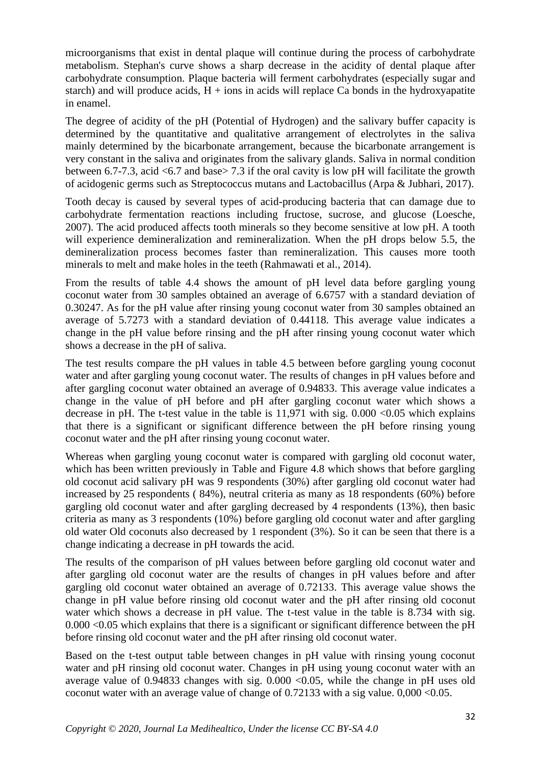microorganisms that exist in dental plaque will continue during the process of carbohydrate metabolism. Stephan's curve shows a sharp decrease in the acidity of dental plaque after carbohydrate consumption. Plaque bacteria will ferment carbohydrates (especially sugar and starch) and will produce acids, H + ions in acids will replace Ca bonds in the hydroxyapatite in enamel.

The degree of acidity of the pH (Potential of Hydrogen) and the salivary buffer capacity is determined by the quantitative and qualitative arrangement of electrolytes in the saliva mainly determined by the bicarbonate arrangement, because the bicarbonate arrangement is very constant in the saliva and originates from the salivary glands. Saliva in normal condition between 6.7-7.3, acid <6.7 and base> 7.3 if the oral cavity is low pH will facilitate the growth of acidogenic germs such as Streptococcus mutans and Lactobacillus (Arpa & Jubhari, 2017).

Tooth decay is caused by several types of acid-producing bacteria that can damage due to carbohydrate fermentation reactions including fructose, sucrose, and glucose (Loesche, 2007). The acid produced affects tooth minerals so they become sensitive at low pH. A tooth will experience demineralization and remineralization. When the pH drops below 5.5, the demineralization process becomes faster than remineralization. This causes more tooth minerals to melt and make holes in the teeth (Rahmawati et al., 2014).

From the results of table 4.4 shows the amount of pH level data before gargling young coconut water from 30 samples obtained an average of 6.6757 with a standard deviation of 0.30247. As for the pH value after rinsing young coconut water from 30 samples obtained an average of 5.7273 with a standard deviation of 0.44118. This average value indicates a change in the pH value before rinsing and the pH after rinsing young coconut water which shows a decrease in the pH of saliva.

The test results compare the pH values in table 4.5 between before gargling young coconut water and after gargling young coconut water. The results of changes in pH values before and after gargling coconut water obtained an average of 0.94833. This average value indicates a change in the value of pH before and pH after gargling coconut water which shows a decrease in pH. The t-test value in the table is 11,971 with sig. 0.000 <0.05 which explains that there is a significant or significant difference between the pH before rinsing young coconut water and the pH after rinsing young coconut water.

Whereas when gargling young coconut water is compared with gargling old coconut water, which has been written previously in Table and Figure 4.8 which shows that before gargling old coconut acid salivary pH was 9 respondents (30%) after gargling old coconut water had increased by 25 respondents ( 84%), neutral criteria as many as 18 respondents (60%) before gargling old coconut water and after gargling decreased by 4 respondents (13%), then basic criteria as many as 3 respondents (10%) before gargling old coconut water and after gargling old water Old coconuts also decreased by 1 respondent (3%). So it can be seen that there is a change indicating a decrease in pH towards the acid.

The results of the comparison of pH values between before gargling old coconut water and after gargling old coconut water are the results of changes in pH values before and after gargling old coconut water obtained an average of 0.72133. This average value shows the change in pH value before rinsing old coconut water and the pH after rinsing old coconut water which shows a decrease in pH value. The t-test value in the table is 8.734 with sig. 0.000 <0.05 which explains that there is a significant or significant difference between the pH before rinsing old coconut water and the pH after rinsing old coconut water.

Based on the t-test output table between changes in pH value with rinsing young coconut water and pH rinsing old coconut water. Changes in pH using young coconut water with an average value of 0.94833 changes with sig. 0.000 <0.05, while the change in pH uses old coconut water with an average value of change of 0.72133 with a sig value. 0,000 <0.05.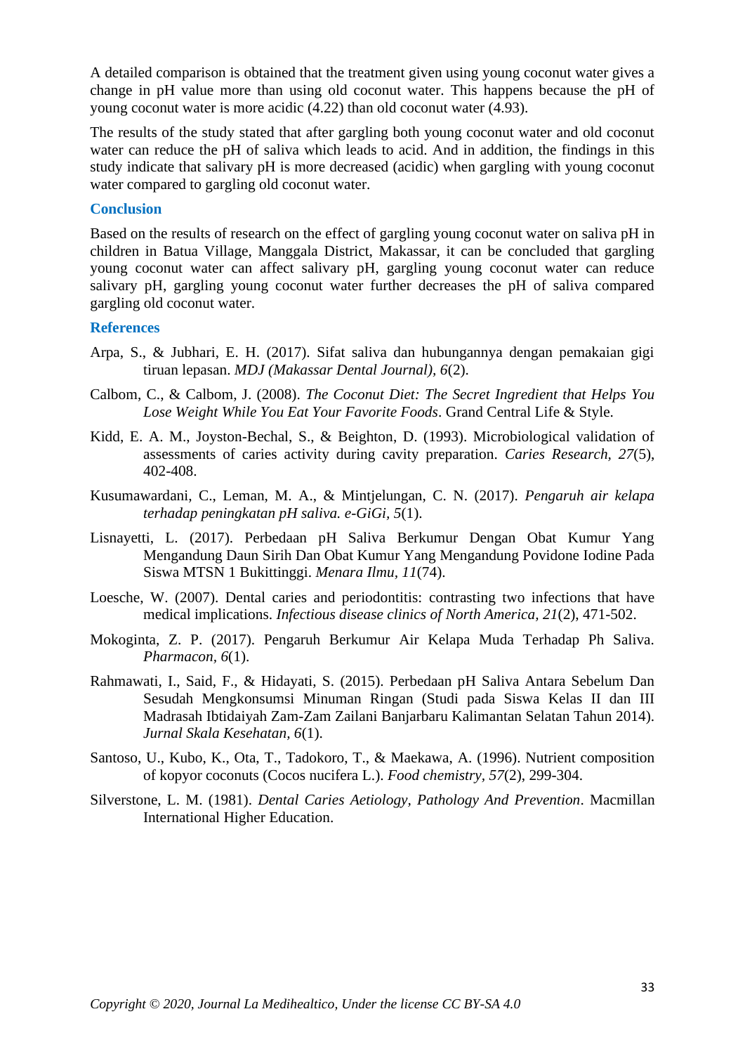A detailed comparison is obtained that the treatment given using young coconut water gives a change in pH value more than using old coconut water. This happens because the pH of young coconut water is more acidic (4.22) than old coconut water (4.93).

The results of the study stated that after gargling both young coconut water and old coconut water can reduce the pH of saliva which leads to acid. And in addition, the findings in this study indicate that salivary pH is more decreased (acidic) when gargling with young coconut water compared to gargling old coconut water.

## Conclusion

Based on the results of research on the effect of gargling young coconut water on saliva pH in children in Batua Village, Manggala District, Makassar, it can be concluded that gargling young coconut water can affect salivary pH, gargling young coconut water can reduce salivary pH, gargling young coconut water further decreases the pH of saliva compared gargling old coconut water.

## References

Arpa, S., & Jubhari, E. H. (2017). Sifat saliva dan hubungannya dengan pemakaian gigi tiruan lepasan. *MDJ (Makassar Dental Journal), 6*(2).

Calbom, C., & Calbom, J. (2008). *The Coconut Diet: The Secret Ingredient that Helps You Lose Weight While You Eat Your Favorite Foods*. Grand Central Life & Style.

Kidd, E. A. M., Joyston-Bechal, S., & Beighton, D. (1993). Microbiological validation of assessments of caries activity during cavity preparation. *Caries Research, 27*(5), 402-408.

Kusumawardani, C., Leman, M. A., & Mintjelungan, C. N. (2017). *Pengaruh air kelapa terhadap peningkatan pH saliva. e-GiGi, 5*(1).

Lisnayetti, L. (2017). Perbedaan pH Saliva Berkumur Dengan Obat Kumur Yang Mengandung Daun Sirih Dan Obat Kumur Yang Mengandung Povidone Iodine Pada Siswa MTSN 1 Bukittinggi. *Menara Ilmu, 11*(74).

Loesche, W. (2007). Dental caries and periodontitis: contrasting two infections that have medical implications. *Infectious disease clinics of North America, 21*(2), 471-502.

Mokoginta, Z. P. (2017). Pengaruh Berkumur Air Kelapa Muda Terhadap Ph Saliva. *Pharmacon, 6*(1).

Rahmawati, I., Said, F., & Hidayati, S. (2015). Perbedaan pH Saliva Antara Sebelum Dan Sesudah Mengkonsumsi Minuman Ringan (Studi pada Siswa Kelas II dan III Madrasah Ibtidaiyah Zam-Zam Zailani Banjarbaru Kalimantan Selatan Tahun 2014). *Jurnal Skala Kesehatan, 6*(1).

Santoso, U., Kubo, K., Ota, T., Tadokoro, T., & Maekawa, A. (1996). Nutrient composition of kopyor coconuts (Cocos nucifera L.). *Food chemistry, 57*(2), 299-304.

Silverstone, L. M. (1981). *Dental Caries Aetiology, Pathology And Prevention*. Macmillan International Higher Education.